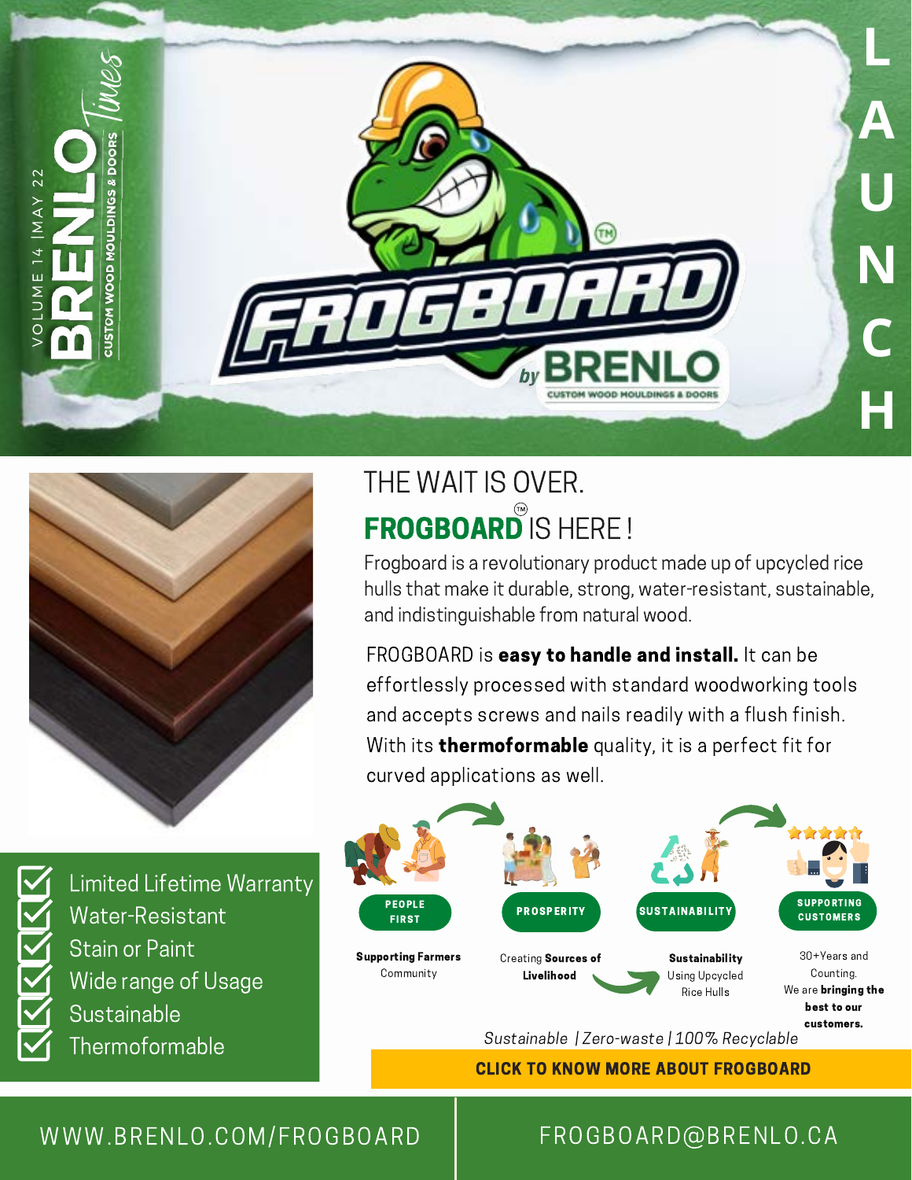BRENLO *Times* — CUSTOM WOOD MOULDINGS & DOORS

VOLUME 14 | MAY 22

LAUNCH

FROGBOARD™ by BRENLO — CUSTOM WOOD MOULDINGS & DOORS

# THE WAIT IS OVER.

## FROGBOARD™ IS HERE!

Frogboard is a revolutionary product made up of upcycled rice hulls that make it durable, strong, water-resistant, sustainable, and indistinguishable from natural wood.

FROGBOARD is **easy to handle and install.** It can be effortlessly processed with standard woodworking tools and accepts screws and nails readily with a flush finish. With its **thermoformable** quality, it is a perfect fit for curved applications as well.

- Limited Lifetime Warranty
- Water-Resistant
- Stain or Paint
- Wide range of Usage
- Sustainable
- Thermoformable

**PEOPLE FIRST** — **Supporting Farmers** Community

**PROSPERITY** — Creating **Sources of Livelihood**

**SUSTAINABILITY** — **Sustainability** Using Upcycled Rice Hulls

**SUPPORTING CUSTOMERS** — 30+Years and Counting. We are **bringing the best to our customers.**

*Sustainable | Zero-waste | 100% Recyclable*

**CLICK TO KNOW MORE ABOUT FROGBOARD**

WWW.BRENLO.COM/FROGBOARD | FROGBOARD@BRENLO.CA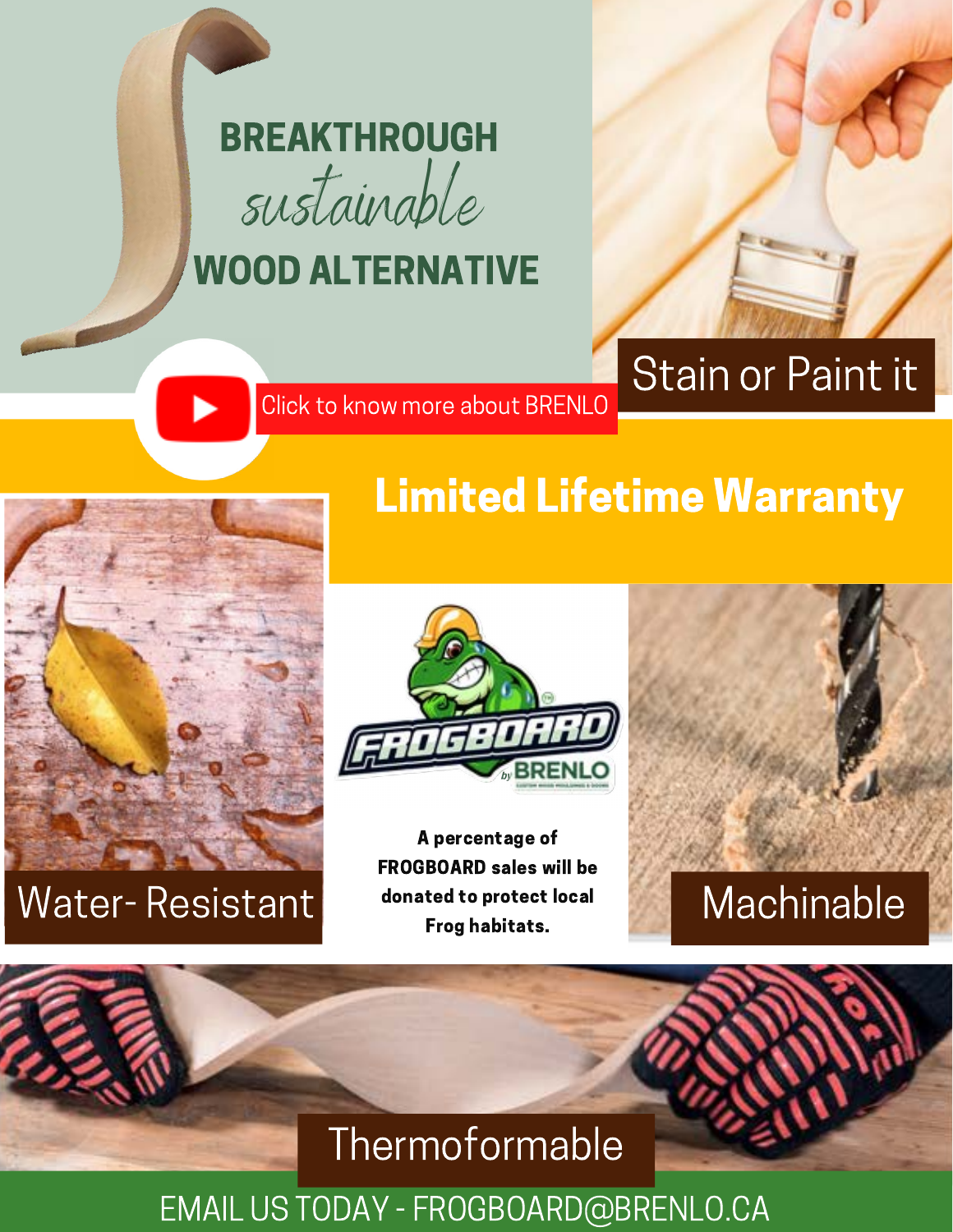# BREAKTHROUGH *sustainable* WOOD ALTERNATIVE

Click to know more about BRENLO

Stain or Paint it

## Limited Lifetime Warranty

Water- Resistant

FROGBOARD by BRENLO

**A percentage of FROGBOARD sales will be donated to protect local Frog habitats.**

Machinable

Thermoformable

EMAIL US TODAY - FROGBOARD@BRENLO.CA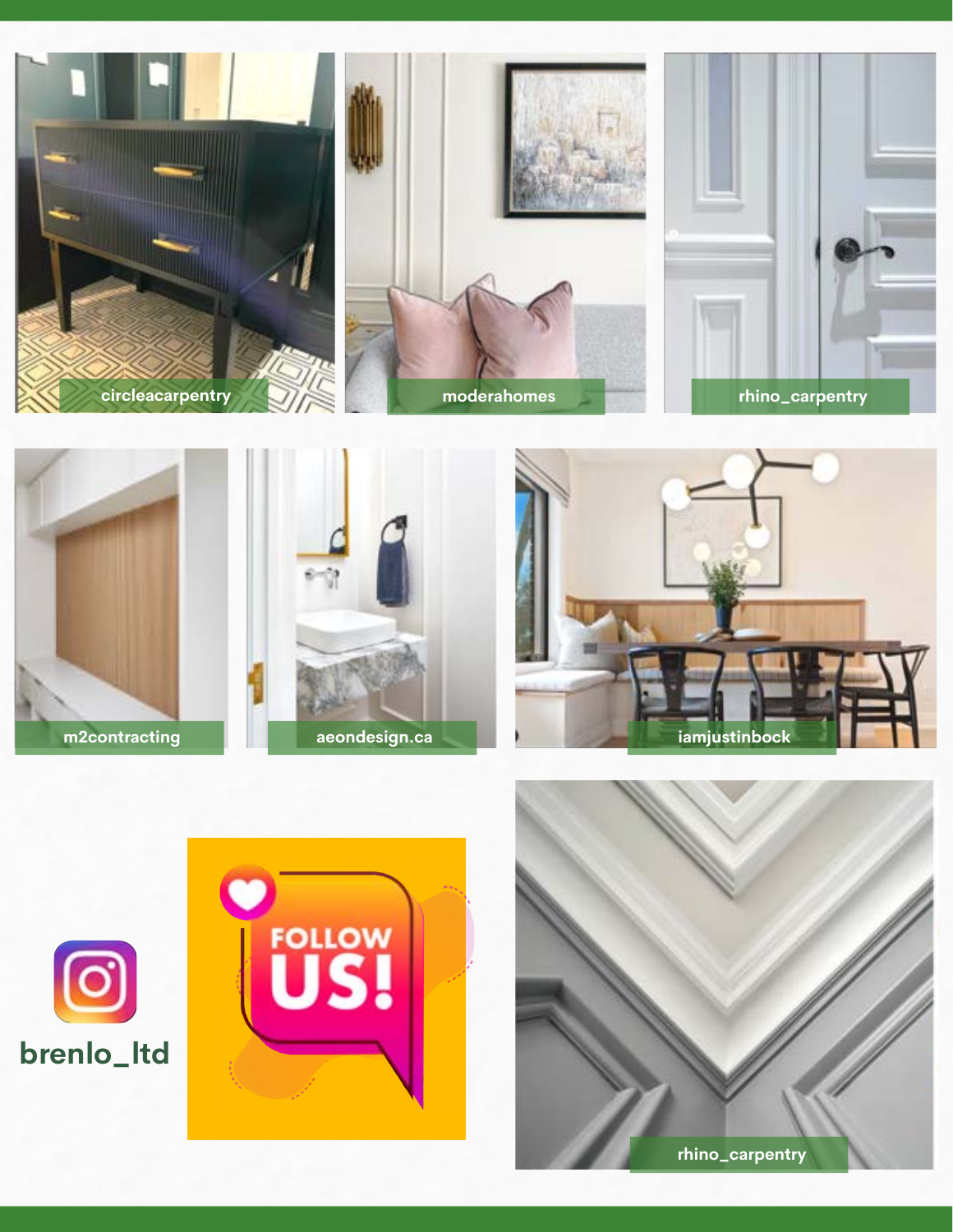circleacarpentry

moderahomes

rhino_carpentry

m2contracting

aeondesign.ca

iamjustinbock

brenlo_ltd

FOLLOW US!

rhino_carpentry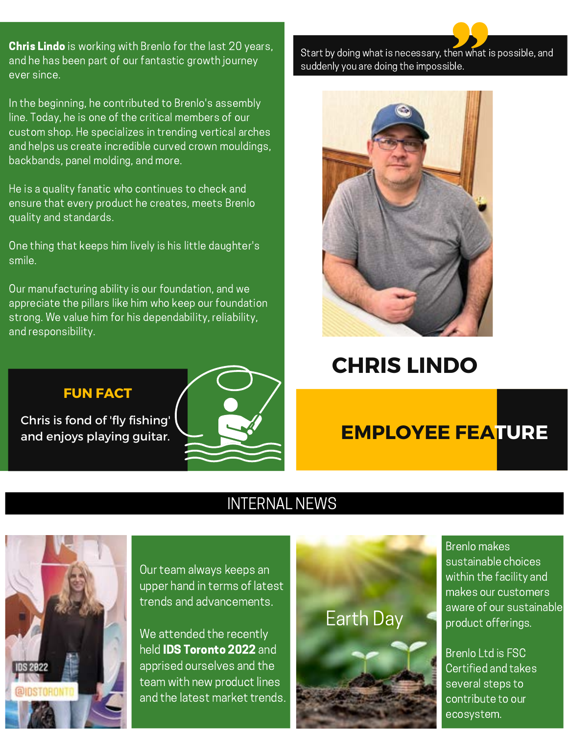## EMPLOYEE FEATURE

## CHRIS LINDO

> Start by doing what is necessary, then what is possible, and suddenly you are doing the impossible.

**Chris Lindo** is working with Brenlo for the last 20 years, and he has been part of our fantastic growth journey ever since.

In the beginning, he contributed to Brenlo's assembly line. Today, he is one of the critical members of our custom shop. He specializes in trending vertical arches and helps us create incredible curved crown mouldings, backbands, panel molding, and more.

He is a quality fanatic who continues to check and ensure that every product he creates, meets Brenlo quality and standards.

One thing that keeps him lively is his little daughter's smile.

Our manufacturing ability is our foundation, and we appreciate the pillars like him who keep our foundation strong. We value him for his dependability, reliability, and responsibility.

### FUN FACT

Chris is fond of 'fly fishing' and enjoys playing guitar.

## INTERNAL NEWS

Our team always keeps an upper hand in terms of latest trends and advancements.

We attended the recently held **IDS Toronto 2022** and apprised ourselves and the team with new product lines and the latest market trends.

### Earth Day

Brenlo makes sustainable choices within the facility and makes our customers aware of our sustainable product offerings.

Brenlo Ltd is FSC Certified and takes several steps to contribute to our ecosystem.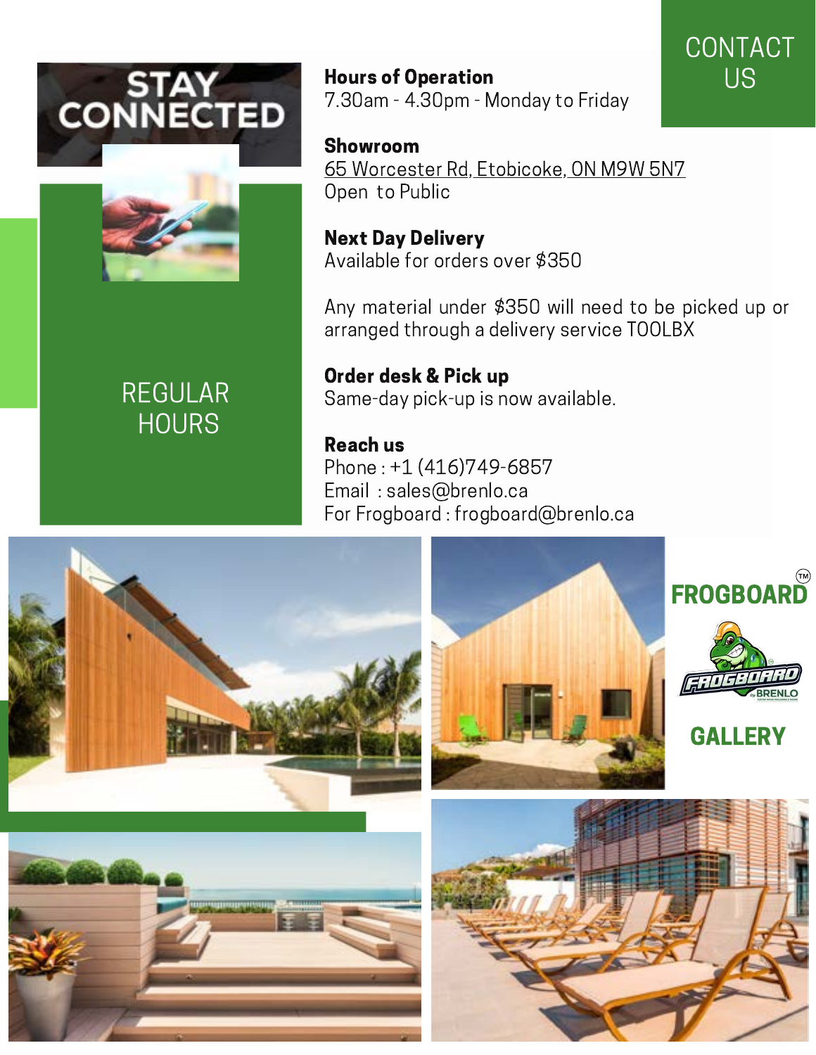# CONTACT US

STAY CONNECTED

REGULAR HOURS

**Hours of Operation**
7.30am - 4.30pm - Monday to Friday

**Showroom**
65 Worcester Rd, Etobicoke, ON M9W 5N7
Open to Public

**Next Day Delivery**
Available for orders over $350

Any material under $350 will need to be picked up or arranged through a delivery service TOOLBX

**Order desk & Pick up**
Same-day pick-up is now available.

**Reach us**
Phone : +1 (416)749-6857
Email : sales@brenlo.ca
For Frogboard : frogboard@brenlo.ca

## FROGBOARD™ GALLERY